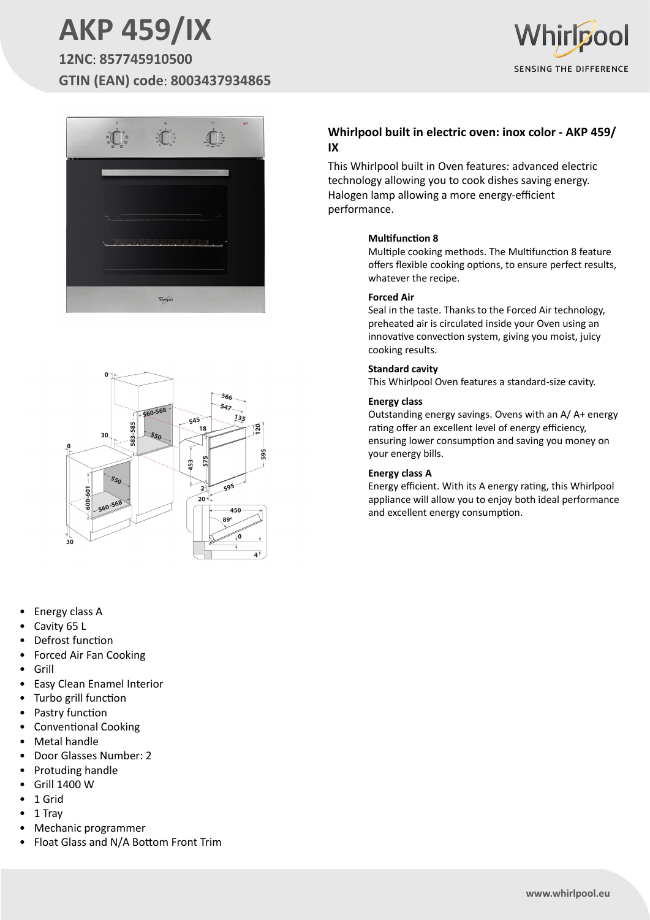# AKP 459/IX

**12NC**: **857745910500**

**GTIN (EAN) code**: **8003437934865**

## Whirlpool built in electric oven: inox color - AKP 459/IX

This Whirlpool built in Oven features: advanced electric technology allowing you to cook dishes saving energy. Halogen lamp allowing a more energy-efficient performance.

**Multifunction 8**
Multiple cooking methods. The Multifunction 8 feature offers flexible cooking options, to ensure perfect results, whatever the recipe.

**Forced Air**
Seal in the taste. Thanks to the Forced Air technology, preheated air is circulated inside your Oven using an innovative convection system, giving you moist, juicy cooking results.

**Standard cavity**
This Whirlpool Oven features a standard-size cavity.

**Energy class**
Outstanding energy savings. Ovens with an A/ A+ energy rating offer an excellent level of energy efficiency, ensuring lower consumption and saving you money on your energy bills.

**Energy class A**
Energy efficient. With its A energy rating, this Whirlpool appliance will allow you to enjoy both ideal performance and excellent energy consumption.

- Energy class A
- Cavity 65 L
- Defrost function
- Forced Air Fan Cooking
- Grill
- Easy Clean Enamel Interior
- Turbo grill function
- Pastry function
- Conventional Cooking
- Metal handle
- Door Glasses Number: 2
- Protuding handle
- Grill 1400 W
- 1 Grid
- 1 Tray
- Mechanic programmer
- Float Glass and N/A Bottom Front Trim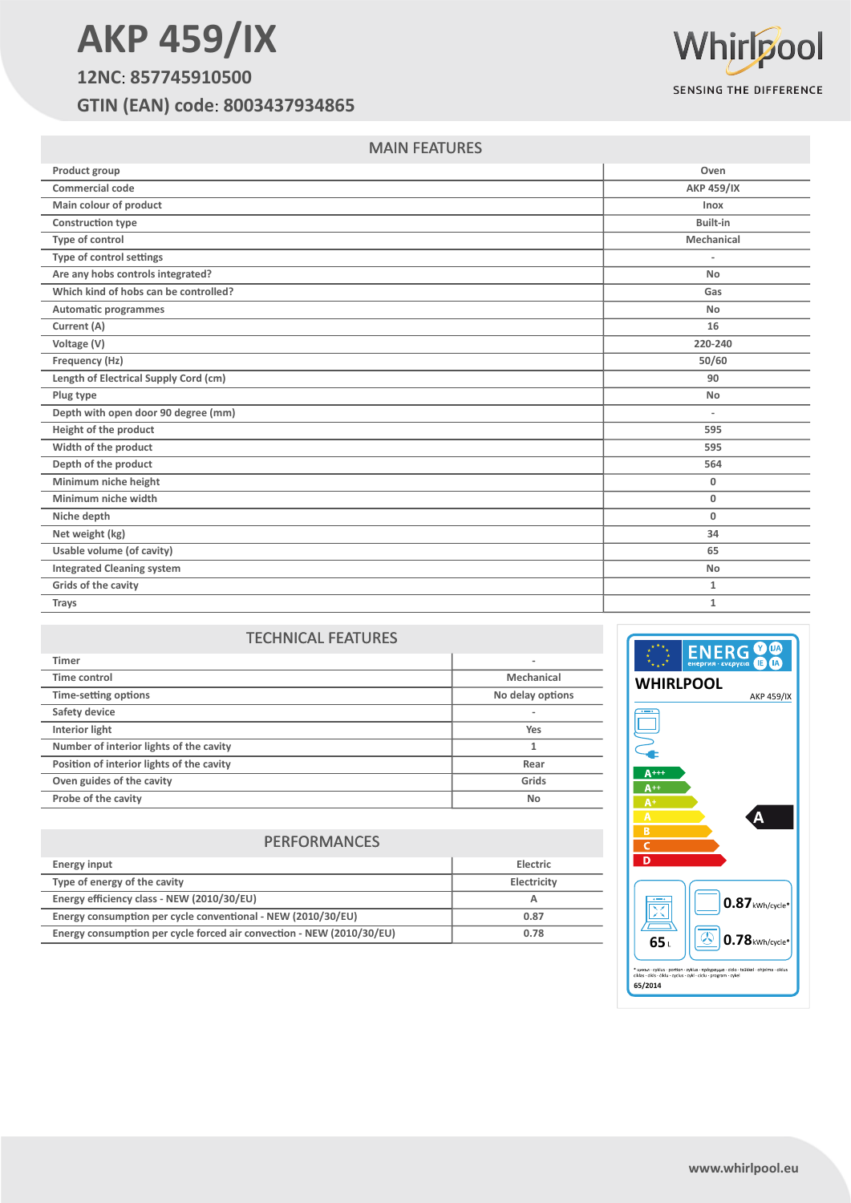# AKP 459/IX

**12NC: 857745910500**

**GTIN (EAN) code: 8003437934865**

Whirlpool
SENSING THE DIFFERENCE

## MAIN FEATURES

| | |
|---|---|
| Product group | Oven |
| Commercial code | AKP 459/IX |
| Main colour of product | Inox |
| Construction type | Built-in |
| Type of control | Mechanical |
| Type of control settings | - |
| Are any hobs controls integrated? | No |
| Which kind of hobs can be controlled? | Gas |
| Automatic programmes | No |
| Current (A) | 16 |
| Voltage (V) | 220-240 |
| Frequency (Hz) | 50/60 |
| Length of Electrical Supply Cord (cm) | 90 |
| Plug type | No |
| Depth with open door 90 degree (mm) | - |
| Height of the product | 595 |
| Width of the product | 595 |
| Depth of the product | 564 |
| Minimum niche height | 0 |
| Minimum niche width | 0 |
| Niche depth | 0 |
| Net weight (kg) | 34 |
| Usable volume (of cavity) | 65 |
| Integrated Cleaning system | No |
| Grids of the cavity | 1 |
| Trays | 1 |

## TECHNICAL FEATURES

| | |
|---|---|
| Timer | - |
| Time control | Mechanical |
| Time-setting options | No delay options |
| Safety device | - |
| Interior light | Yes |
| Number of interior lights of the cavity | 1 |
| Position of interior lights of the cavity | Rear |
| Oven guides of the cavity | Grids |
| Probe of the cavity | No |

## PERFORMANCES

| | |
|---|---|
| Energy input | Electric |
| Type of energy of the cavity | Electricity |
| Energy efficiency class - NEW (2010/30/EU) | A |
| Energy consumption per cycle conventional - NEW (2010/30/EU) | 0.87 |
| Energy consumption per cycle forced air convection - NEW (2010/30/EU) | 0.78 |

ENERG Y IJA IE IA
енергия · ενεργεια
WHIRLPOOL
AKP 459/IX
A+++
A++
A+
A
B
C
D
A
65 L
0.87 kWh/cycle*
0.78 kWh/cycle*
* цикъл · cyklus · periode · zyklus · κύκλος · ciclo · tsükkel · sykli · ciklus · ciclo · ciklas · cikls · ciklu · cyclus · cykl · ciclu · cyklus · cikel · syklus · cykel
65/2014

www.whirlpool.eu